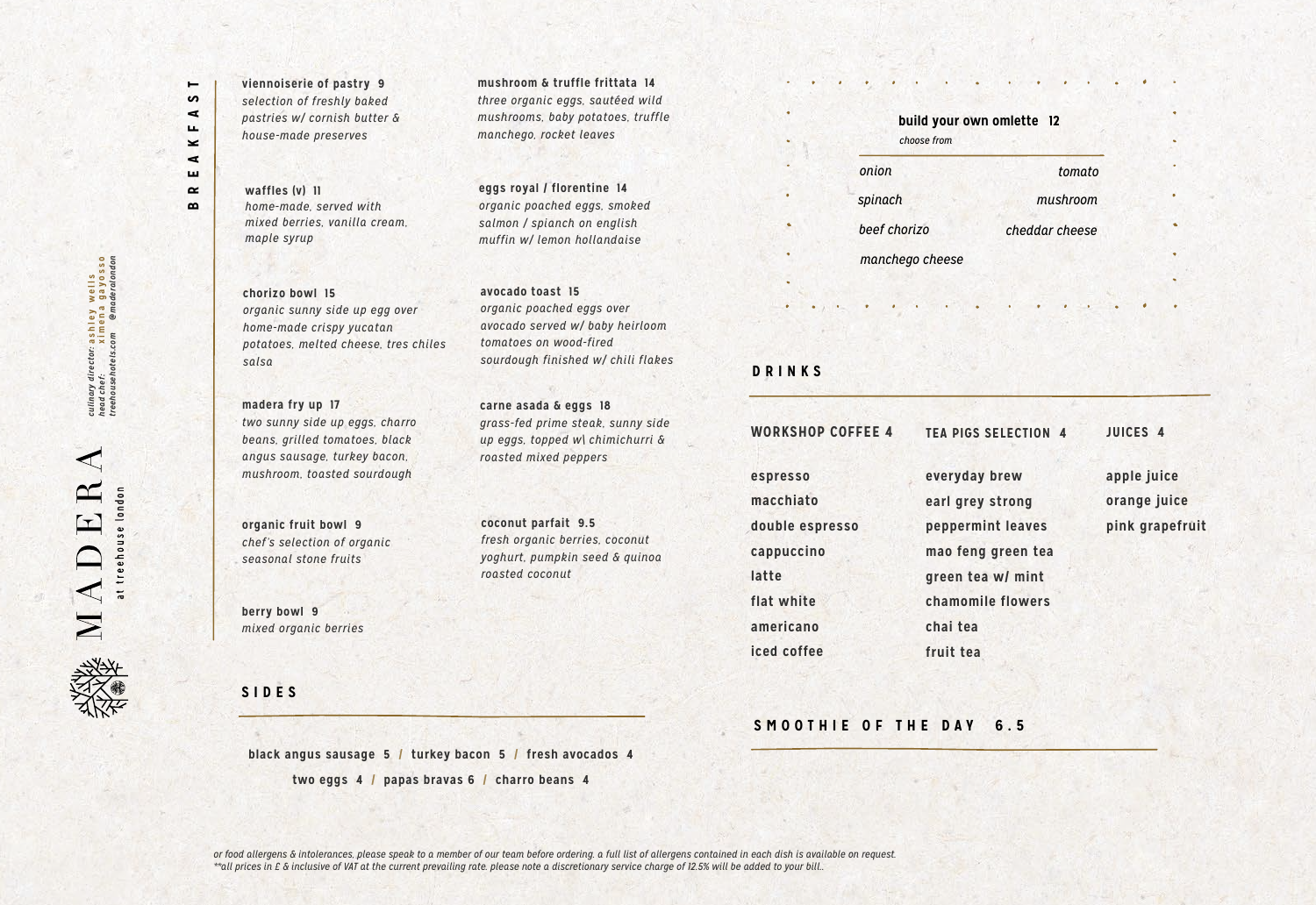# MADERA

at treehouse london

*culinary director:* ashley wells
*head chef:* ximena gayosso
*treehousehotels.com* *@maderalondon*

## BREAKFAST

**viennoiserie of pastry 9**
*selection of freshly baked pastries w/ cornish butter & house-made preserves*

**waffles (v) 11**
*home-made, served with mixed berries, vanilla cream, maple syrup*

**chorizo bowl 15**
*organic sunny side up egg over home-made crispy yucatan potatoes, melted cheese, tres chiles salsa*

**madera fry up 17**
*two sunny side up eggs, charro beans, grilled tomatoes, black angus sausage, turkey bacon, mushroom, toasted sourdough*

**organic fruit bowl 9**
*chef's selection of organic seasonal stone fruits*

**berry bowl 9**
*mixed organic berries*

**mushroom & truffle frittata 14**
*three organic eggs, sautéed wild mushrooms, baby potatoes, truffle manchego, rocket leaves*

**eggs royal / florentine 14**
*organic poached eggs, smoked salmon / spianch on english muffin w/ lemon hollandaise*

**avocado toast 15**
*organic poached eggs over avocado served w/ baby heirloom tomatoes on wood-fired sourdough finished w/ chili flakes*

**carne asada & eggs 18**
*grass-fed prime steak, sunny side up eggs, topped w\ chimichurri & roasted mixed peppers*

**coconut parfait 9.5**
*fresh organic berries, coconut yoghurt, pumpkin seed & quinoa roasted coconut*

**build your own omlette 12**
*choose from*

*onion* · *tomato* · *spinach* · *mushroom* · *beef chorizo* · *cheddar cheese* · *manchego cheese*

## SIDES

**black angus sausage 5 / turkey bacon 5 / fresh avocados 4**
**two eggs 4 / papas bravas 6 / charro beans 4**

## DRINKS

| WORKSHOP COFFEE 4 | TEA PIGS SELECTION 4 | JUICES 4 |
|---|---|---|
| espresso | everyday brew | apple juice |
| macchiato | earl grey strong | orange juice |
| double espresso | peppermint leaves | pink grapefruit |
| cappuccino | mao feng green tea | |
| latte | green tea w/ mint | |
| flat white | chamomile flowers | |
| americano | chai tea | |
| iced coffee | fruit tea | |

## SMOOTHIE OF THE DAY 6.5

*or food allergens & intolerances, please speak to a member of our team before ordering. a full list of allergens contained in each dish is available on request.*
*\*\*all prices in £ & inclusive of VAT at the current prevailing rate. please note a discretionary service charge of 12.5% will be added to your bill..*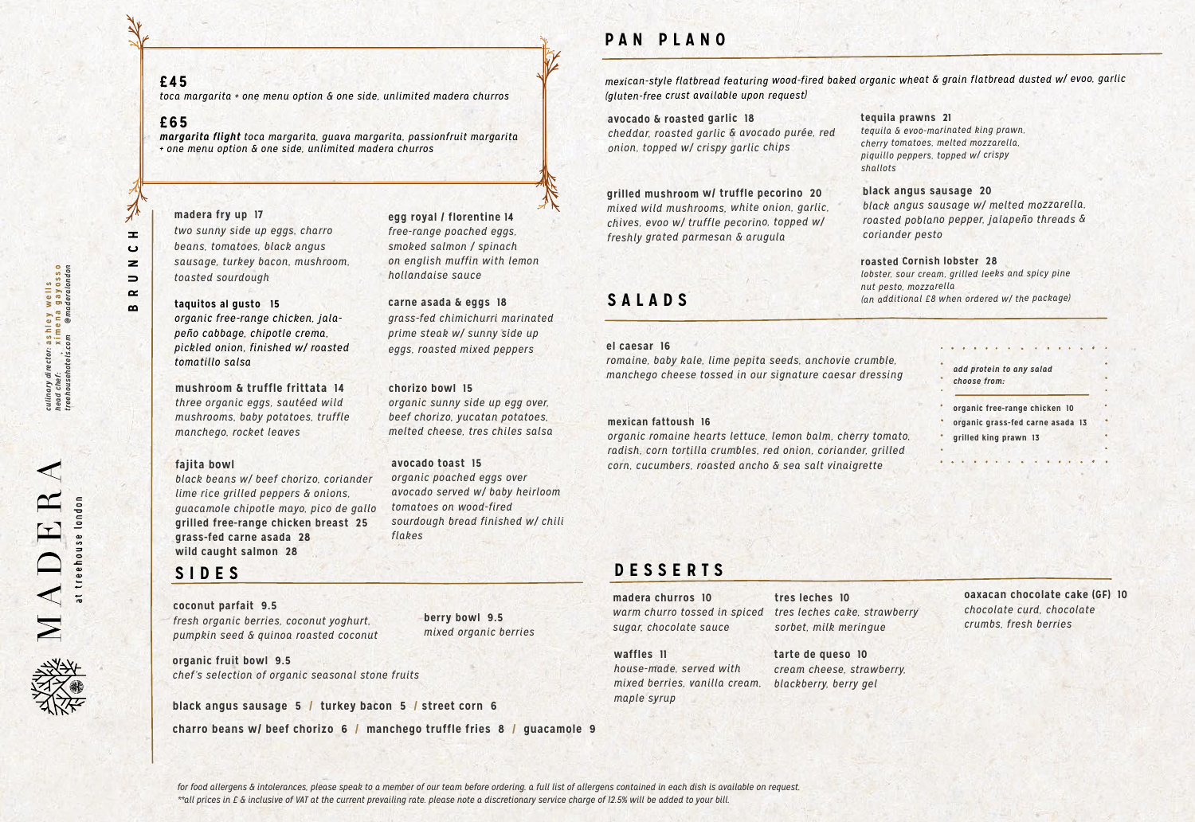MADERA

at treehouse london

*culinary director: ashley wells*
*head chef: ximena gayosso*
*treehousehotels.com @maderalondon*

**£45**
*toca margarita + one menu option & one side, unlimited madera churros*

**£65**
***margarita flight*** *toca margarita, guava margarita, passionfruit margarita + one menu option & one side, unlimited madera churros*

## BRUNCH

**madera fry up 17**
*two sunny side up eggs, charro beans, tomatoes, black angus sausage, turkey bacon, mushroom, toasted sourdough*

**taquitos al gusto 15**
*organic free-range chicken, jalapeño cabbage, chipotle crema, pickled onion, finished w/ roasted tomatillo salsa*

**mushroom & truffle frittata 14**
*three organic eggs, sautéed wild mushrooms, baby potatoes, truffle manchego, rocket leaves*

**fajita bowl**
*black beans w/ beef chorizo, coriander lime rice grilled peppers & onions, guacamole chipotle mayo, pico de gallo*
**grilled free-range chicken breast 25**
**grass-fed carne asada 28**
**wild caught salmon 28**

**egg royal / florentine 14**
*free-range poached eggs, smoked salmon / spinach on english muffin with lemon hollandaise sauce*

**carne asada & eggs 18**
*grass-fed chimichurri marinated prime steak w/ sunny side up eggs, roasted mixed peppers*

**chorizo bowl 15**
*organic sunny side up egg over, beef chorizo, yucatan potatoes, melted cheese, tres chiles salsa*

**avocado toast 15**
*organic poached eggs over avocado served w/ baby heirloom tomatoes on wood-fired sourdough bread finished w/ chili flakes*

## SIDES

**coconut parfait 9.5**
*fresh organic berries, coconut yoghurt, pumpkin seed & quinoa roasted coconut*

**berry bowl 9.5**
*mixed organic berries*

**organic fruit bowl 9.5**
*chef's selection of organic seasonal stone fruits*

**black angus sausage 5** / **turkey bacon 5** / **street corn 6**

**charro beans w/ beef chorizo 6** / **manchego truffle fries 8** / **guacamole 9**

## PAN PLANO

*mexican-style flatbread featuring wood-fired baked organic wheat & grain flatbread dusted w/ evoo, garlic (gluten-free crust available upon request)*

**avocado & roasted garlic 18**
*cheddar, roasted garlic & avocado purée, red onion, topped w/ crispy garlic chips*

**grilled mushroom w/ truffle pecorino 20**
*mixed wild mushrooms, white onion, garlic, chives, evoo w/ truffle pecorino, topped w/ freshly grated parmesan & arugula*

**tequila prawns 21**
*tequila & evoo-marinated king prawn, cherry tomatoes, melted mozzarella, piquillo peppers, topped w/ crispy shallots*

**black angus sausage 20**
*black angus sausage w/ melted mozzarella, roasted poblano pepper, jalapeño threads & coriander pesto*

**roasted Cornish lobster 28**
*lobster, sour cream, grilled leeks and spicy pine nut pesto, mozzarella*
*(an additional £8 when ordered w/ the package)*

## SALADS

**el caesar 16**
*romaine, baby kale, lime pepita seeds, anchovie crumble, manchego cheese tossed in our signature caesar dressing*

**mexican fattoush 16**
*organic romaine hearts lettuce, lemon balm, cherry tomato, radish, corn tortilla crumbles, red onion, coriander, grilled corn, cucumbers, roasted ancho & sea salt vinaigrette*

*add protein to any salad choose from:*

- **organic free-range chicken 10**
- **organic grass-fed carne asada 13**
- **grilled king prawn 13**

## DESSERTS

**madera churros 10**
*warm churro tossed in spiced sugar, chocolate sauce*

**waffles 11**
*house-made, served with mixed berries, vanilla cream, maple syrup*

**tres leches 10**
*tres leches cake, strawberry sorbet, milk meringue*

**tarte de queso 10**
*cream cheese, strawberry, blackberry, berry gel*

**oaxacan chocolate cake (GF) 10**
*chocolate curd, chocolate crumbs, fresh berries*

*for food allergens & intolerances, please speak to a member of our team before ordering. a full list of allergens contained in each dish is available on request.*
*\*\*all prices in £ & inclusive of VAT at the current prevailing rate. please note a discretionary service charge of 12.5% will be added to your bill.*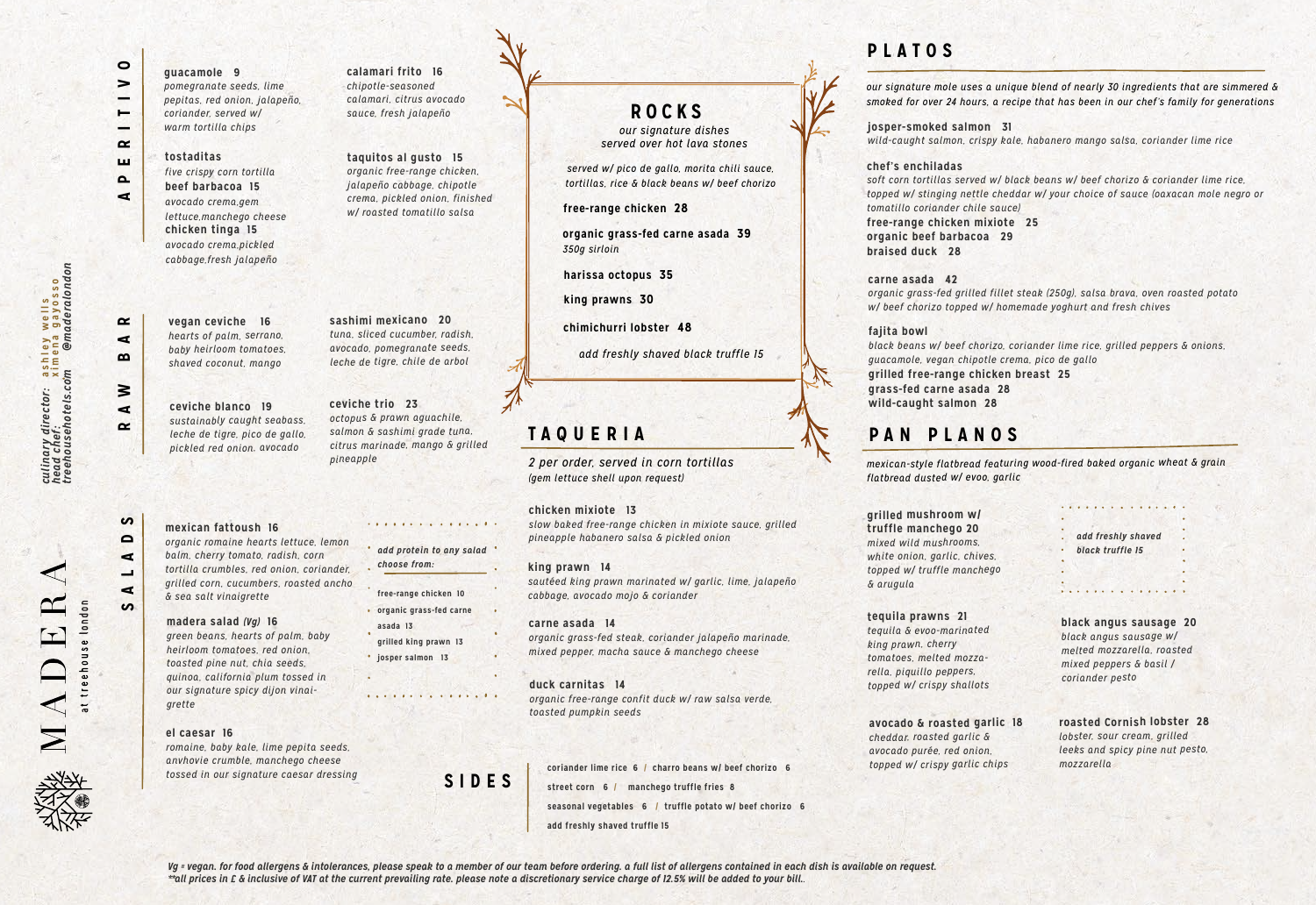# MADERA

at treehouse london

culinary director: ashley wells
head chef: ximena gayosso
treehousehotels.com @maderalondon

## APERITIVO

**guacamole 9**
*pomegranate seeds, lime pepitas, red onion, jalapeño, coriander, served w/ warm tortilla chips*

**tostaditas**
*five crispy corn tortilla*
**beef barbacoa 15**
*avocado crema,gem lettuce,manchego cheese*
**chicken tinga 15**
*avocado crema,pickled cabbage,fresh jalapeño*

**calamari frito 16**
*chipotle-seasoned calamari, citrus avocado sauce, fresh jalapeño*

**taquitos al gusto 15**
*organic free-range chicken, jalapeño cabbage, chipotle crema, pickled onion, finished w/ roasted tomatillo salsa*

## RAW BAR

**vegan ceviche 16**
*hearts of palm, serrano, baby heirloom tomatoes, shaved coconut, mango*

**ceviche blanco 19**
*sustainably caught seabass, leche de tigre, pico de gallo, pickled red onion, avocado*

**sashimi mexicano 20**
*tuna, sliced cucumber, radish, avocado, pomegranate seeds, leche de tigre, chile de arbol*

**ceviche trio 23**
*octopus & prawn aguachile, salmon & sashimi grade tuna, citrus marinade, mango & grilled pineapple*

## SALADS

**mexican fattoush 16**
*organic romaine hearts lettuce, lemon balm, cherry tomato, radish, corn tortilla crumbles, red onion, coriander, grilled corn, cucumbers, roasted ancho & sea salt vinaigrette*

**madera salad (Vg) 16**
*green beans, hearts of palm, baby heirloom tomatoes, red onion, toasted pine nut, chia seeds, quinoa, california plum tossed in our signature spicy dijon vinaigrette*

**el caesar 16**
*romaine, baby kale, lime pepita seeds, anvhovie crumble, manchego cheese tossed in our signature caesar dressing*

*add protein to any salad choose from:*
- free-range chicken 10
- organic grass-fed carne asada 13
- grilled king prawn 13
- josper salmon 13

## ROCKS

*our signature dishes served over hot lava stones*

*served w/ pico de gallo, morita chili sauce, tortillas, rice & black beans w/ beef chorizo*

**free-range chicken 28**

**organic grass-fed carne asada 39**
*350g sirloin*

**harissa octopus 35**

**king prawns 30**

**chimichurri lobster 48**

*add freshly shaved black truffle 15*

## TAQUERIA

*2 per order, served in corn tortillas (gem lettuce shell upon request)*

**chicken mixiote 13**
*slow baked free-range chicken in mixiote sauce, grilled pineapple habanero salsa & pickled onion*

**king prawn 14**
*sautéed king prawn marinated w/ garlic, lime, jalapeño cabbage, avocado mojo & coriander*

**carne asada 14**
*organic grass-fed steak, coriander jalapeño marinade, mixed pepper, macha sauce & manchego cheese*

**duck carnitas 14**
*organic free-range confit duck w/ raw salsa verde, toasted pumpkin seeds*

## SIDES

coriander lime rice 6 / charro beans w/ beef chorizo 6
street corn 6 / manchego truffle fries 8
seasonal vegetables 6 / truffle potato w/ beef chorizo 6
add freshly shaved truffle 15

## PLATOS

*our signature mole uses a unique blend of nearly 30 ingredients that are simmered & smoked for over 24 hours, a recipe that has been in our chef's family for generations*

**josper-smoked salmon 31**
*wild-caught salmon, crispy kale, habanero mango salsa, coriander lime rice*

**chef's enchiladas**
*soft corn tortillas served w/ black beans w/ beef chorizo & coriander lime rice, topped w/ stinging nettle cheddar w/ your choice of sauce (oaxacan mole negro or tomatillo coriander chile sauce)*
**free-range chicken mixiote 25**
**organic beef barbacoa 29**
**braised duck 28**

**carne asada 42**
*organic grass-fed grilled fillet steak (250g), salsa brava, oven roasted potato w/ beef chorizo topped w/ homemade yoghurt and fresh chives*

**fajita bowl**
*black beans w/ beef chorizo, coriander lime rice, grilled peppers & onions, guacamole, vegan chipotle crema, pico de gallo*
**grilled free-range chicken breast 25**
**grass-fed carne asada 28**
**wild-caught salmon 28**

## PAN PLANOS

*mexican-style flatbread featuring wood-fired baked organic wheat & grain flatbread dusted w/ evoo, garlic*

**grilled mushroom w/ truffle manchego 20**
*mixed wild mushrooms, white onion, garlic, chives, topped w/ truffle manchego & arugula*

*add freshly shaved black truffle 15*

**tequila prawns 21**
*tequila & evoo-marinated king prawn, cherry tomatoes, melted mozzarella, piquillo peppers, topped w/ crispy shallots*

**black angus sausage 20**
*black angus sausage w/ melted mozzarella, roasted mixed peppers & basil / coriander pesto*

**avocado & roasted garlic 18**
*cheddar, roasted garlic & avocado purée, red onion, topped w/ crispy garlic chips*

**roasted Cornish lobster 28**
*lobster, sour cream, grilled leeks and spicy pine nut pesto, mozzarella*

*Vg = vegan. for food allergens & intolerances, please speak to a member of our team before ordering. a full list of allergens contained in each dish is available on request.*
*\*\*all prices in £ & inclusive of VAT at the current prevailing rate. please note a discretionary service charge of 12.5% will be added to your bill.*